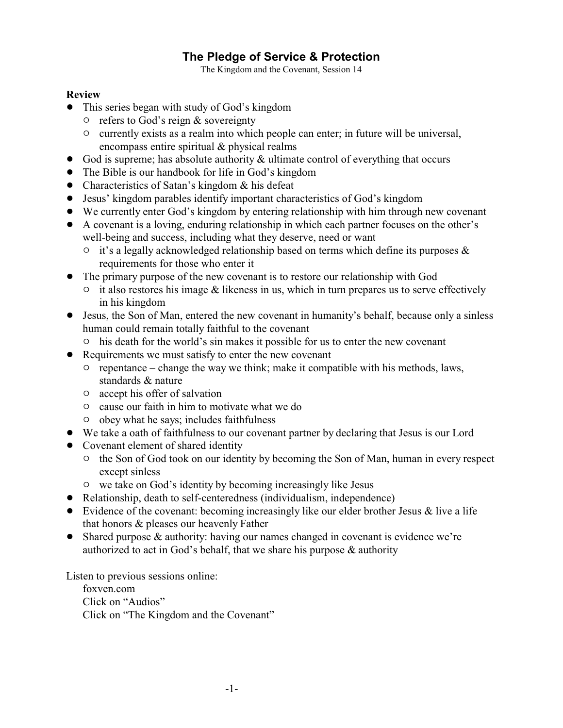# The Pledge of Service & Protection

The Kingdom and the Covenant, Session 14

**Review**

- This series began with study of God's kingdom
  - refers to God's reign & sovereignty
  - currently exists as a realm into which people can enter; in future will be universal, encompass entire spiritual & physical realms
- God is supreme; has absolute authority & ultimate control of everything that occurs
- The Bible is our handbook for life in God's kingdom
- Characteristics of Satan's kingdom & his defeat
- Jesus' kingdom parables identify important characteristics of God's kingdom
- We currently enter God's kingdom by entering relationship with him through new covenant
- A covenant is a loving, enduring relationship in which each partner focuses on the other's well-being and success, including what they deserve, need or want
  - it's a legally acknowledged relationship based on terms which define its purposes & requirements for those who enter it
- The primary purpose of the new covenant is to restore our relationship with God
  - it also restores his image & likeness in us, which in turn prepares us to serve effectively in his kingdom
- Jesus, the Son of Man, entered the new covenant in humanity's behalf, because only a sinless human could remain totally faithful to the covenant
  - his death for the world's sin makes it possible for us to enter the new covenant
- Requirements we must satisfy to enter the new covenant
  - repentance – change the way we think; make it compatible with his methods, laws, standards & nature
  - accept his offer of salvation
  - cause our faith in him to motivate what we do
  - obey what he says; includes faithfulness
- We take a oath of faithfulness to our covenant partner by declaring that Jesus is our Lord
- Covenant element of shared identity
  - the Son of God took on our identity by becoming the Son of Man, human in every respect except sinless
  - we take on God's identity by becoming increasingly like Jesus
- Relationship, death to self-centeredness (individualism, independence)
- Evidence of the covenant: becoming increasingly like our elder brother Jesus & live a life that honors & pleases our heavenly Father
- Shared purpose & authority: having our names changed in covenant is evidence we're authorized to act in God's behalf, that we share his purpose & authority

Listen to previous sessions online:

foxven.com
Click on "Audios"
Click on "The Kingdom and the Covenant"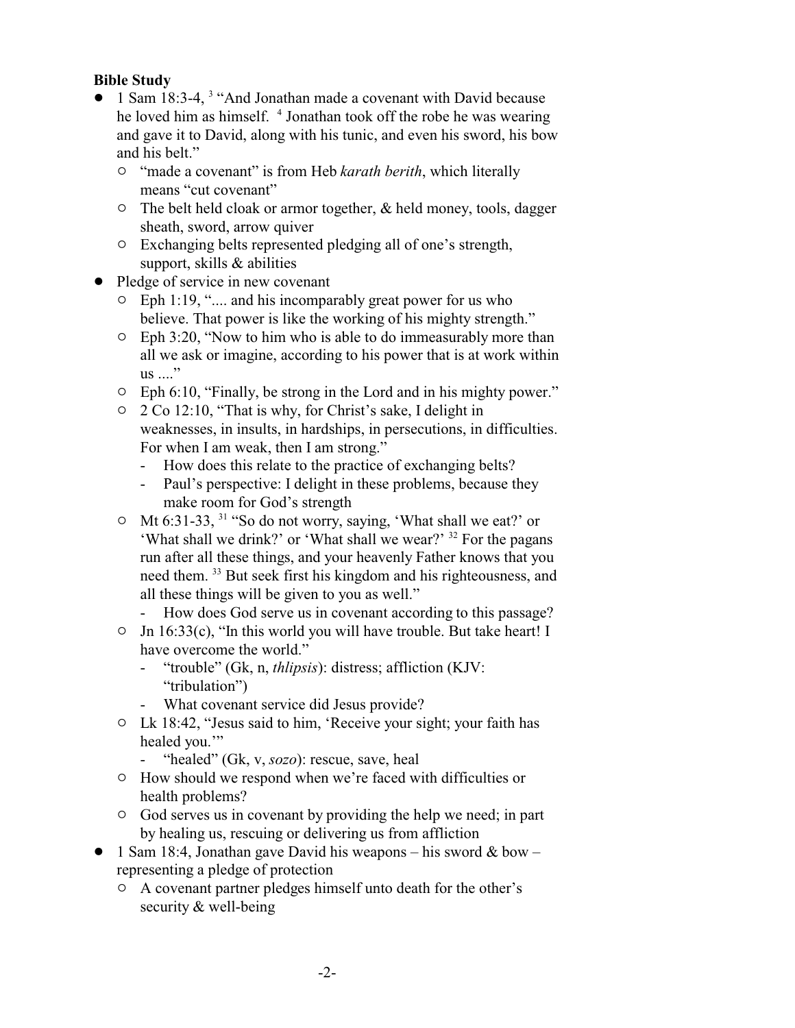**Bible Study**

- 1 Sam 18:3-4, [3] "And Jonathan made a covenant with David because he loved him as himself. [4] Jonathan took off the robe he was wearing and gave it to David, along with his tunic, and even his sword, his bow and his belt."
  - "made a covenant" is from Heb *karath berith*, which literally means "cut covenant"
  - The belt held cloak or armor together, & held money, tools, dagger sheath, sword, arrow quiver
  - Exchanging belts represented pledging all of one's strength, support, skills & abilities
- Pledge of service in new covenant
  - Eph 1:19, ".... and his incomparably great power for us who believe. That power is like the working of his mighty strength."
  - Eph 3:20, "Now to him who is able to do immeasurably more than all we ask or imagine, according to his power that is at work within us ...."
  - Eph 6:10, "Finally, be strong in the Lord and in his mighty power."
  - 2 Co 12:10, "That is why, for Christ's sake, I delight in weaknesses, in insults, in hardships, in persecutions, in difficulties. For when I am weak, then I am strong."
    - How does this relate to the practice of exchanging belts?
    - Paul's perspective: I delight in these problems, because they make room for God's strength
  - Mt 6:31-33, [31] "So do not worry, saying, 'What shall we eat?' or 'What shall we drink?' or 'What shall we wear?' [32] For the pagans run after all these things, and your heavenly Father knows that you need them. [33] But seek first his kingdom and his righteousness, and all these things will be given to you as well."
    - How does God serve us in covenant according to this passage?
  - Jn 16:33(c), "In this world you will have trouble. But take heart! I have overcome the world."
    - "trouble" (Gk, n, *thlipsis*): distress; affliction (KJV: "tribulation")
    - What covenant service did Jesus provide?
  - Lk 18:42, "Jesus said to him, 'Receive your sight; your faith has healed you.'"
    - "healed" (Gk, v, *sozo*): rescue, save, heal
  - How should we respond when we're faced with difficulties or health problems?
  - God serves us in covenant by providing the help we need; in part by healing us, rescuing or delivering us from affliction
- 1 Sam 18:4, Jonathan gave David his weapons – his sword & bow – representing a pledge of protection
  - A covenant partner pledges himself unto death for the other's security & well-being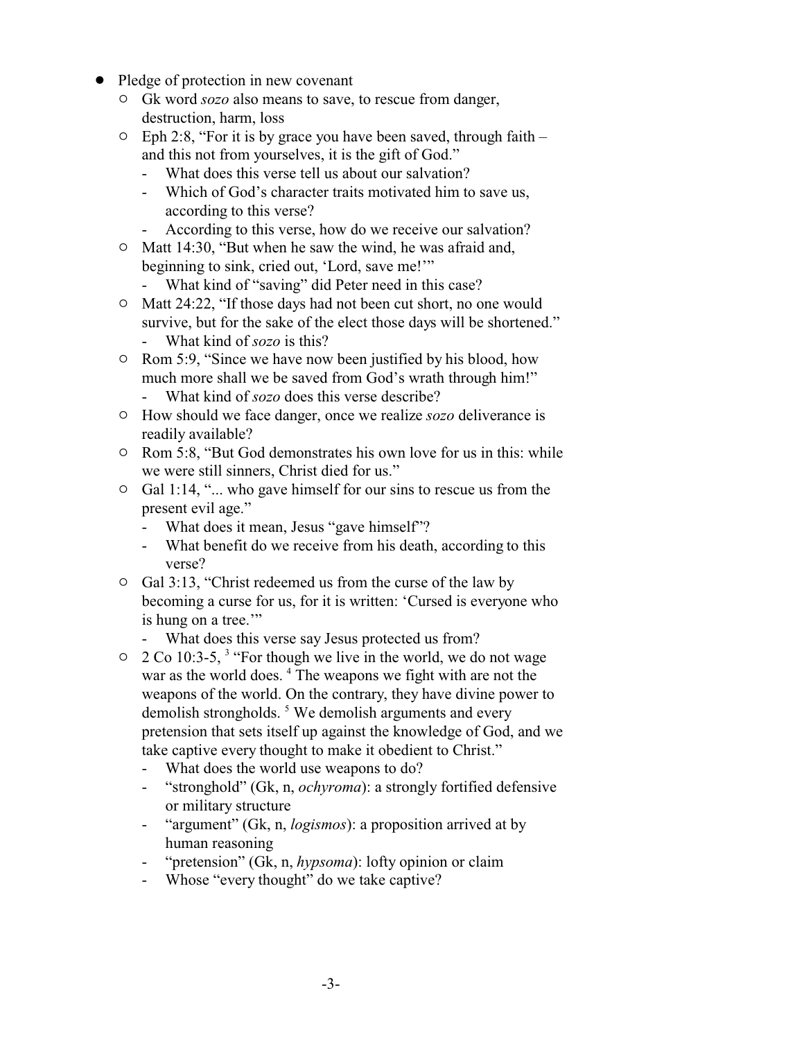- Pledge of protection in new covenant
  - Gk word *sozo* also means to save, to rescue from danger, destruction, harm, loss
  - Eph 2:8, "For it is by grace you have been saved, through faith – and this not from yourselves, it is the gift of God."
    - What does this verse tell us about our salvation?
    - Which of God's character traits motivated him to save us, according to this verse?
    - According to this verse, how do we receive our salvation?
  - Matt 14:30, "But when he saw the wind, he was afraid and, beginning to sink, cried out, 'Lord, save me!'"
    - What kind of "saving" did Peter need in this case?
  - Matt 24:22, "If those days had not been cut short, no one would survive, but for the sake of the elect those days will be shortened."
    - What kind of *sozo* is this?
  - Rom 5:9, "Since we have now been justified by his blood, how much more shall we be saved from God's wrath through him!"
    - What kind of *sozo* does this verse describe?
  - How should we face danger, once we realize *sozo* deliverance is readily available?
  - Rom 5:8, "But God demonstrates his own love for us in this: while we were still sinners, Christ died for us."
  - Gal 1:14, "... who gave himself for our sins to rescue us from the present evil age."
    - What does it mean, Jesus "gave himself"?
    - What benefit do we receive from his death, according to this verse?
  - Gal 3:13, "Christ redeemed us from the curse of the law by becoming a curse for us, for it is written: 'Cursed is everyone who is hung on a tree.'"
    - What does this verse say Jesus protected us from?
  - 2 Co 10:3-5, [3] "For though we live in the world, we do not wage war as the world does. [4] The weapons we fight with are not the weapons of the world. On the contrary, they have divine power to demolish strongholds. [5] We demolish arguments and every pretension that sets itself up against the knowledge of God, and we take captive every thought to make it obedient to Christ."
    - What does the world use weapons to do?
    - "stronghold" (Gk, n, *ochyroma*): a strongly fortified defensive or military structure
    - "argument" (Gk, n, *logismos*): a proposition arrived at by human reasoning
    - "pretension" (Gk, n, *hypsoma*): lofty opinion or claim
    - Whose "every thought" do we take captive?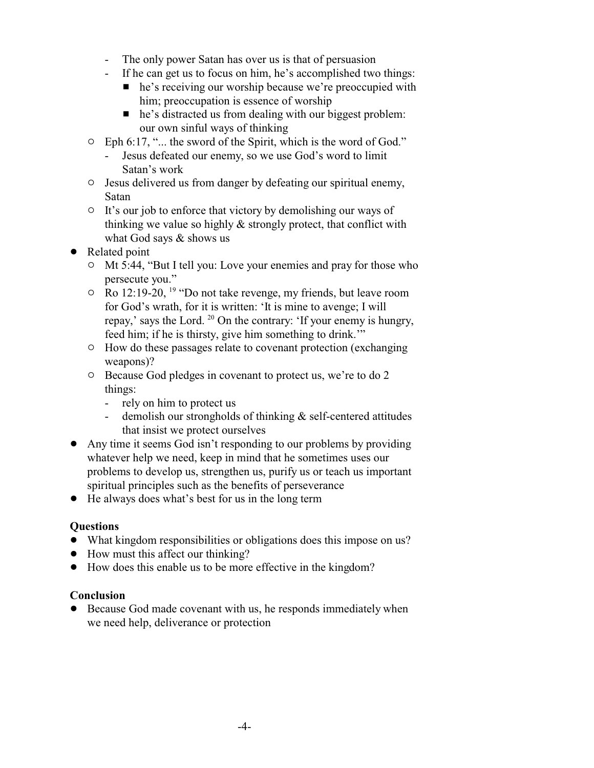- The only power Satan has over us is that of persuasion
        - If he can get us to focus on him, he's accomplished two things:
            - he's receiving our worship because we're preoccupied with him; preoccupation is essence of worship
            - he's distracted us from dealing with our biggest problem: our own sinful ways of thinking
    - Eph 6:17, "... the sword of the Spirit, which is the word of God."
        - Jesus defeated our enemy, so we use God's word to limit Satan's work
    - Jesus delivered us from danger by defeating our spiritual enemy, Satan
    - It's our job to enforce that victory by demolishing our ways of thinking we value so highly & strongly protect, that conflict with what God says & shows us
- Related point
    - Mt 5:44, "But I tell you: Love your enemies and pray for those who persecute you."
    - Ro 12:19-20, [19] "Do not take revenge, my friends, but leave room for God's wrath, for it is written: 'It is mine to avenge; I will repay,' says the Lord. [20] On the contrary: 'If your enemy is hungry, feed him; if he is thirsty, give him something to drink.'"
    - How do these passages relate to covenant protection (exchanging weapons)?
    - Because God pledges in covenant to protect us, we're to do 2 things:
        - rely on him to protect us
        - demolish our strongholds of thinking & self-centered attitudes that insist we protect ourselves
- Any time it seems God isn't responding to our problems by providing whatever help we need, keep in mind that he sometimes uses our problems to develop us, strengthen us, purify us or teach us important spiritual principles such as the benefits of perseverance
- He always does what's best for us in the long term

**Questions**

- What kingdom responsibilities or obligations does this impose on us?
- How must this affect our thinking?
- How does this enable us to be more effective in the kingdom?

**Conclusion**

- Because God made covenant with us, he responds immediately when we need help, deliverance or protection